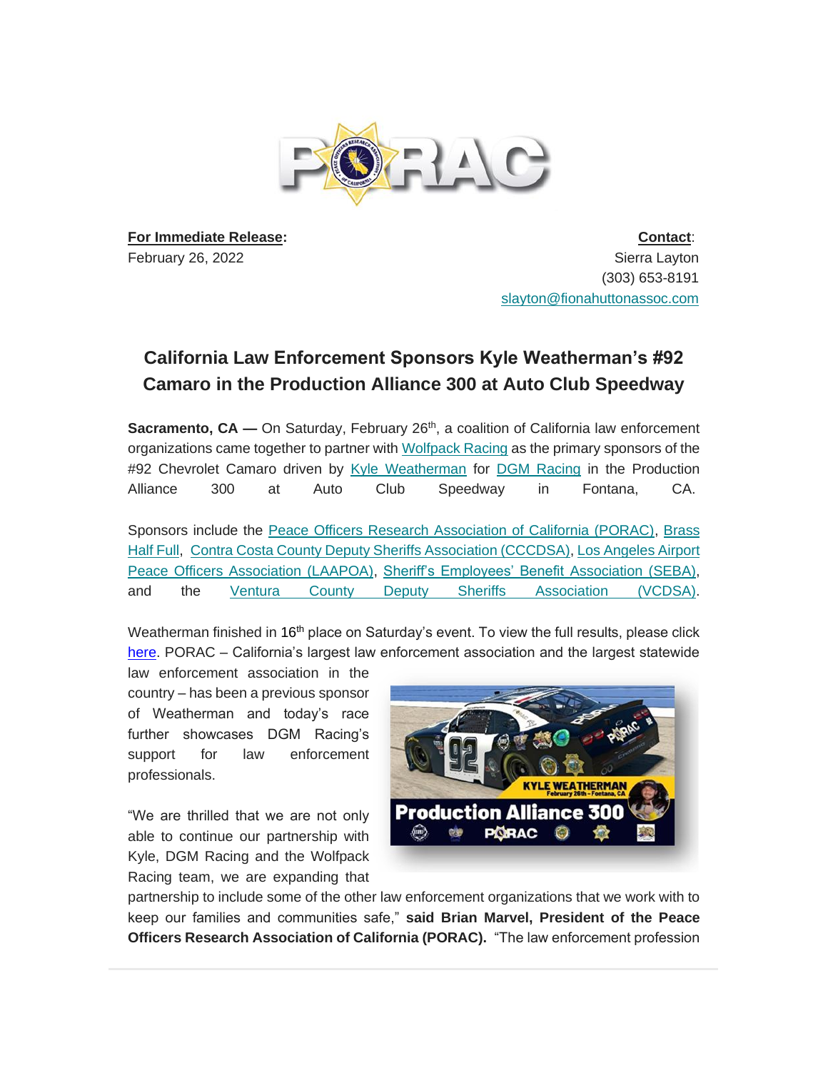**For Immediate Release:**
February 26, 2022

**Contact:**
Sierra Layton
(303) 653-8191
slayton@fionahuttonassoc.com

## California Law Enforcement Sponsors Kyle Weatherman's #92 Camaro in the Production Alliance 300 at Auto Club Speedway

**Sacramento, CA —** On Saturday, February 26th, a coalition of California law enforcement organizations came together to partner with Wolfpack Racing as the primary sponsors of the #92 Chevrolet Camaro driven by Kyle Weatherman for DGM Racing in the Production Alliance 300 at Auto Club Speedway in Fontana, CA.

Sponsors include the Peace Officers Research Association of California (PORAC), Brass Half Full, Contra Costa County Deputy Sheriffs Association (CCCDSA), Los Angeles Airport Peace Officers Association (LAAPOA), Sheriff's Employees' Benefit Association (SEBA), and the Ventura County Deputy Sheriffs Association (VCDSA).

Weatherman finished in 16th place on Saturday's event. To view the full results, please click here. PORAC – California's largest law enforcement association and the largest statewide law enforcement association in the country – has been a previous sponsor of Weatherman and today's race further showcases DGM Racing's support for law enforcement professionals.

"We are thrilled that we are not only able to continue our partnership with Kyle, DGM Racing and the Wolfpack Racing team, we are expanding that partnership to include some of the other law enforcement organizations that we work with to keep our families and communities safe," **said Brian Marvel, President of the Peace Officers Research Association of California (PORAC).** "The law enforcement profession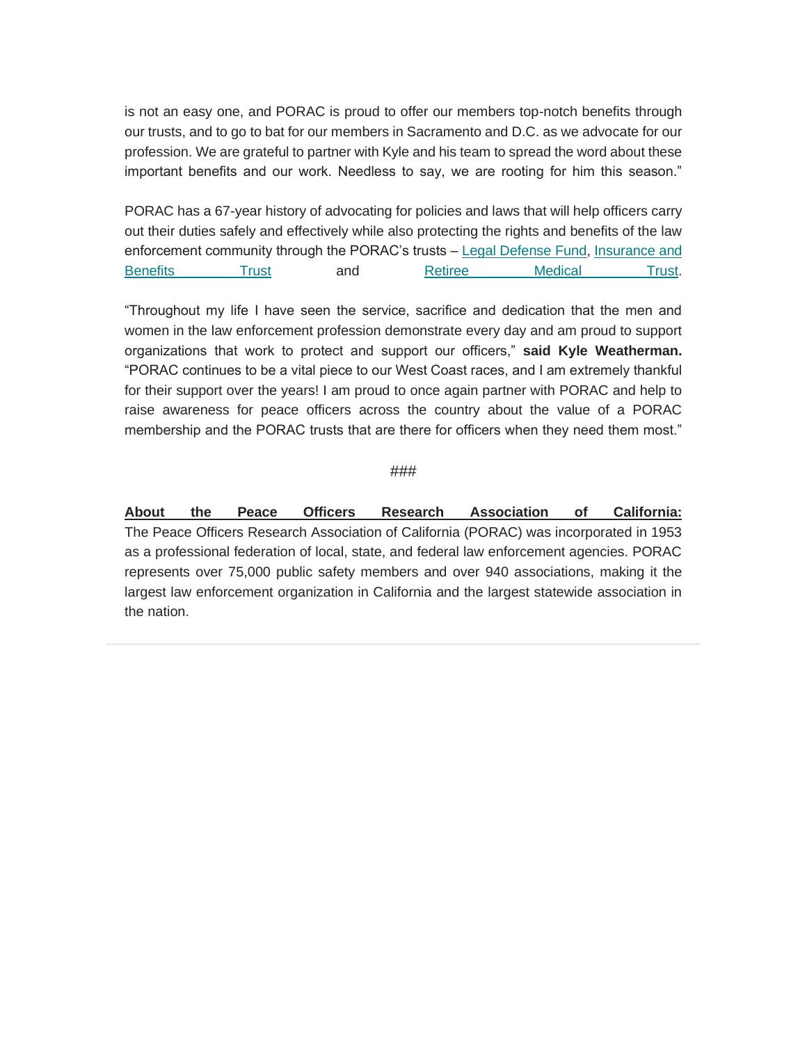is not an easy one, and PORAC is proud to offer our members top-notch benefits through our trusts, and to go to bat for our members in Sacramento and D.C. as we advocate for our profession. We are grateful to partner with Kyle and his team to spread the word about these important benefits and our work. Needless to say, we are rooting for him this season."

PORAC has a 67-year history of advocating for policies and laws that will help officers carry out their duties safely and effectively while also protecting the rights and benefits of the law enforcement community through the PORAC's trusts – Legal Defense Fund, Insurance and Benefits Trust and Retiree Medical Trust.

"Throughout my life I have seen the service, sacrifice and dedication that the men and women in the law enforcement profession demonstrate every day and am proud to support organizations that work to protect and support our officers," **said Kyle Weatherman.** "PORAC continues to be a vital piece to our West Coast races, and I am extremely thankful for their support over the years! I am proud to once again partner with PORAC and help to raise awareness for peace officers across the country about the value of a PORAC membership and the PORAC trusts that are there for officers when they need them most."

###

**About the Peace Officers Research Association of California:**
The Peace Officers Research Association of California (PORAC) was incorporated in 1953 as a professional federation of local, state, and federal law enforcement agencies. PORAC represents over 75,000 public safety members and over 940 associations, making it the largest law enforcement organization in California and the largest statewide association in the nation.